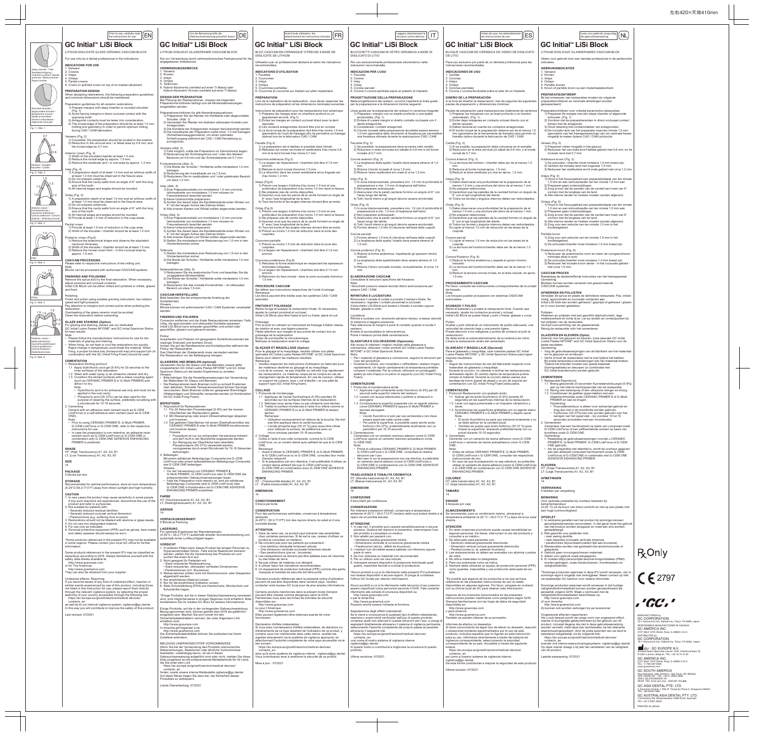Prior to use, carefully read the instructions for use. EN

# GC Initial™ LiSi Block

LITHIUM DISILICATE GLASS CERAMIC CAD/CAM BLOCK

For use only by a dental professional in the indications.

## INDICATIONS FOR USE

1. Veneers
2. Crowns
3. Inlays
4. Onlays
5. Partial crowns
6. Crown or splinted crown on top of an implant abutment

## PREPARATION DESIGN

When designing restorations, the following preparation guidelines and minimum dimensions should be maintained.

Preparation guidelines for all-ceramic restorations

1) Prepare margins with deep chamfer or rounded shoulder. (Fig. 1)
2) Avoid having margins in direct occlusal contact with the opposing tooth.
3) Antagonist contacts must be taken into consideration.
4) The incisal edge of the preparation should be at least 1.0 mm (milling tool geometry) in order to permit optimum milling during CAD / CAM fabrication.

Veneers (Fig. 2)

1) If possible, the preparation should be located in the enamel.
2) Reduction in the cervical and / or labial area by 0.6 mm, and the incisal edge by 0.7 mm.

Anterior crown (Fig. 3)

1) Width of the shoulder/chamfer at least 1.0 mm.
2) Reduce the incisal edge by approx. 1.5 mm.
3) Reduce the vestibular and / or oral area by approx. 1.2 mm.

Inlay (Fig. 4)

1) A preparation depth of at least 1.0 mm and an isthmus width of at least 1.0 mm must be observed in the fissure area.
2) Do not prepare undercuts.
3) Ensure that the cavity walls form an angle of 6° with the long axis of the tooth.
4) All internal edges and angles should be rounded.

Onlay (Fig. 5)

1) A preparation depth of at least 1.0 mm and an isthmus width of at least 1.0 mm must be observed in the fissure area.
2) Do not prepare undercuts.
3) Ensure that the cavity walls form an angle of 6° with the long axis of the tooth.
4) All internal edges and angles should be rounded.
5) Provide at least 1.0 mm of reduction in the cusp areas.

Partial crown

1) Provide at least 1.5 mm of reduction in the cusp area.
2) Width of the shoulder / chamfer should be at least 1.0 mm.

Posterior crown (Fig.6)

1) Reduce the anatomical shape and observe the stipulated minimum thickness.
2) Width of the shoulder / chamfer should be at least 1.0 mm.
3) Reduce the incisal crown third – in the occlusal area by approx. 1.5 mm.

## CAD/CAM PROCESSING

Please refer to respective instructions of the milling unit.

Note:
Blocks can be processed with authorized CAD/CAM systems.

## FINISHING AND POLISHING

Remove the sprue and try the final restoration. When necessary, adjust proximal and occlusal contacts.
Initial LiSi Block can be either milled and polished or milled, glazed and fired.

Polishing

Finish and polish using suitable grinding instrument, low rotation speed and light pressure.
Pay attention to margins and contact points when polishing the restoration.
Overheating of the glass-ceramic must be avoided.
Clean the restoration before cementing.

## GLAZE AND STAINING (Option)

For glazing and staining, please use our dedicated GC Initial Lustre Pastes NF/ONE* and GC Initial Spectrum Stains for best results.

Note:
- Please follow the manufacturers' instructions for use for the materials of glazing and staining.
- When firing, do not heat or cool the restorations too quickly. Rapid change in temperature could break the material. When firing, a proper furnace tray (honeycomb tray) and support pin (in combination with the GC Initial Firing Foam) should be used.

## CEMENTATION

1. Restoration Etching protocol
   1.1 Apply hydrofluoric acid gel (5-9%) for 20 seconds to the inner surfaces of the restoration.
   1.2 Wash with water spray or an ultrasonic cleaner and dry.
   1.3 Condition the etched surfaces with a silane coupling agent (such as CERAMIC PRIMER II or G-Multi PRIMER) and allow it to dry.
   Note:
   - Hydrofluoric acid is for extraoral use only and must not be applied in the oral cavity.
   - Phosphoric acid (35-37%) can be also used for the purpose of cleaning the surface, preferably scrubbing with a microbrush for 10-15 seconds.
2. Cementing
   Cement with an adhesive resin cement (such as G-CEM LinkForce) or a self-adhesive resin cement (such as G-CEM ONE).
   Note:
   - Prior to using CERAMIC PRIMER II, G-Multi PRIMER, G-CEM LinkForce or G-CEM ONE, refer to the respective instructions for use.
   - In case the preparation is non-retentive, an adhesive resin cement (such as G-CEM LinkForce) or G-CEM ONE in combination with G-CEM ONE ADHESIVE ENHANCING PRIMER is preferred.

## SHADE

HT: (High Translucency) A1, A2, A3, B1
LT: (Low Translucency) A1, A2, A3, B1

## SIZE

14

## PACKAGE

5 blocks per box

## STORAGE

Recommended for optimal performance, store at room temperature (4-25°C/39.2-77.0°F) away from direct sunlight and high humidity.

## CAUTION

1. In rare cases the product may cause sensitivity in some people. If any such reactions are experienced, discontinue the use of the product and refer to a physician.
2. Not suitable for patients with:
   - Severely reduced residual dentition
   - Severely reduced occlusal vertical dimension
   - Parafunctions (e.g. suffering from bruxism)
3. Restorations should not be blasted with alumina or glass beads.
4. Do not use non-designated material.
5. For use only as indicated.
6. Personal protective equipment (PPE) such as gloves, face masks and safety eyewear should always be worn.

*Some products referenced in the present IFU may not be available in some regions. Please contact your local GC office for further information.

Some products referenced in the present IFU may be classified as hazardous according to GHS. Always familiarise yourself with the safety data sheets available at:
http://www.gceurope.com
or for The Americas
http://www.gcamerica.com
They can also be obtained from your supplier.

Undesired effects- Reporting:
If you become aware of any kind of undesired effect, reaction or similar events experienced by use of this product, including those not listed in this instruction for use, please report them directly through the relevant vigilance system, by selecting the proper authority of your country accessible through the following link:
https://ec.europa.eu/growth/sectors/medical-devices/contacts_en
as well as to our internal vigilance system: vigilance@gc.dental
In this way you will contribute to improve the safety of this product.

Last revised: 07/2021

---

Deep chamfer / Tiefe Hohlkehle / Chanfrein profond / Bisello profondo / Chaflán profundo / Diepe chamfer

Rounded shoulder / Abgerundete Schulter / Épaulement arrondi / Spalla arrotondata / Hombro redondeado / Afgeronde schouder

Fig. 1 / Abb. 1

0.7 / 0.6 / 0.6

Veneers / Facette / Faccette / Carilla

Fig. 2 / Abb. 2

1.5 / 1.2 / 1.0 / 1.0

Anterior crown / Frontzahnkrone / Couronne antérieure / Corona anteriore / Corona anterior / Anterieure kroon

Fig. 3 / Abb. 3

1.0

Inlay

Fig. 4 / Abb. 4

1.0

Onlay

Fig. 5 / Abb. 5

1.5 / 1.5 / 1.5 / 1.0 / 1.0

Posterior crown / Seitenzahnkrone / Couronne postérieure / Corona posteriore / Corona Posterior / Posterieure kroon

Fig. 6 / Abb. 6

---

Vor der Benutzung bitte die Gebrauchsanweisung gründlich lesen! DE

# GC Initial™ LiSi Block

LITHIUM-DISILIKAT-GLASKERAMIK CAD/CAM BLOCK

Nur zur Verwendung durch zahnmedizinisches Fachpersonal für die angegebenen Indikationen.

## VERWENDUNGSZWECKE

1. Veneers
2. Kronen
3. Inlays
4. Onlays
5. Teilkronen
6. Hybrid-Abutments (verklebt auf einer Ti-Basis) oder Hybrid-Abutment-Kronen (verklebt auf einer Ti-Basis)

## DESIGN DER PRÄPARATION

Bei Planung der Restaurationen, müssen die folgenden Präparationsrichtlinien befolgt und die Mindestabmessungen eingehalten werden:

Präparationsrichtlinien für alle Keramikrestaurationen

1) Präparieren Sie die Ränder mit Hohlkehle oder abgerundeter Schulter. (Abb. 1)
2) Vermeiden Sie Ränder mit direktem okklusalen Kontakt zum Antagonisten.
3) Die Kontakte der Antagonisten müssen berücksichtigt werden.
4) Die Inzisalkante der Präparation sollte mind. 1,0 mm betragen (Schleifwerkzeuggeometrie), um einen optimalen Schleifvorgang während der CAD / CAM Herstellung zu ermöglichen.

Veneers (Abb. 2)

1) Falls möglich, sollte die Präparation im Zahnschmelz liegen.
2) Reduzierung der Schmelzgrenze und / oder des labialen Bereichs um 0,6 mm und der Schneidekante um 0,7 mm.

Frontzahnkrone (Abb. 3)

1) Die Breite der Schulter / Hohlkehle sollte mindestens 1,0 mm betragen.
2) Reduzierung der Inzisalkante um ca.1,5 mm.
3) Reduzieren Sie im vestibulären und / oder palatinalen Bereich um etwa 1,2 mm.

Inlay (Abb. 4)

1) Eine Präparationstiefe von mindestens 1,0 mm und eine Isthmusbreite von mindestens 1,0 mm müssen im Fissurenbereich beachtet werden.
2) Keine Unterschnitte präparieren.
3) Achten Sie darauf dass die Kavitätenwände einen Winkel von 6° mit der langen Achse des Zahnes bilden.
4) Alle inneren Kanten und Winkel sollten abgerundet werden.

Onlay (Abb. 5)

1) Eine Präparationstiefe von mindestens 1,0 mm und eine Isthmusbreite von mindestens 1,0 mm müssen im Fissurenbereich beachtet werden.
2) Keine Unterschnitte präparieren.
3) Achten Sie darauf dass die Kavitätenwände einen Winkel von 6° mit der langen Achse des Zahnes bilden.
4) Alle inneren Kanten und Winkel sollten abgerundet werden.
5) Stellen Sie mindestens eine Reduzierung von 1,0 mm in den Höckerbereichen sicher.

Teilkrone

1) Stellen Sie mindestens eine Reduzierung von 1,5 mm in den Höckerbereichen sicher.
2) Die Breite der Schulter / Hohlkehle sollte mindestens 1,0 mm betragen.

Seitenzahnkrone (Abb. 6)

1) Reduzieren Sie die anatomische Form und beachten Sie die vorgegebene Mindestdicke.
2) Die Breite der Schulter / Hohlkehle sollte mindestens 1,0 mm betragen.
3) Reduzieren Sie das inzisale Kronendrittel – im okklusalen Bereich um etwa 1,5 mm.

## CAD/CAM HERSTELLUNG

Bitte beachten Sie die entsprechende Anleitung der Schleifeinheit.

Hinweis:
Blöcke können mit autorisierten CAD / CAM Systemen verarbeitet werden.

## FINIEREN UND POLIEREN

Connector entfernen und die finale Restaurationen einsetzen. Falls nötig, die approximalen und okklusalen Kontakte anpassen.
Initial LiSi Block kann entweder geschliffen und poliert oder geschliffen, glasiert und gebrannt werden.

Politur

Ausarbeiten und Polieren mit geeignetem Schleifinstrumenten bei niedriger Drehzahl und leichtem Druck.
Achten Sie bei der Politur auf die Randbereiche und Kontaktpunkte während der Politur der Restauration.
Das Überhitzen der Glaskeramik muss vermieden werden.
Die Restauration vor der Befestigung reinigen.

## GLASIEREN UND BEMALEN (optional)

Verwenden Sie für die Glasur und das Bemalen unsere dafür vorgesehenen GC Initial Lustre Pastes NF/ONE* und GC Initial Spectrum Stains um die besten Ergebnisse zu erzielen.

Hinweis:
- Bitte befolgen Sie die Herstelleranweisungen bei Verwendung der Materialien für Glasur und Bemalen.
- Die Restaurationen beim Brennen nicht zu schnell Erwärmen oder abkühlen. Schnelle Temperaturwechsel können Sprünge verursachen. Beim Brennen sollte ein geeigneter Brennträger (Wabenträger) und Stützstifte verwendet werden (in Kombination mit GC Initial Firing Foam).

## BEFESTIGEN

1. Ätzprotokoll für Restaurationen
   1.1 Für 20 Sekunden Flusssäuregel (5-9%) auf die inneren Oberflächen der Restauration geben.
   1.2 Mit Wasserspray oder einem Ultraschallreiniger abspülen und trocknen.
   1.3 Die geätzten Oberflächen mit einem Silanhaftvermittler wie CERAMIC PRIMER II oder G-Multi PRIMER konditionieren und trocknen lassen.
   Hinweis:
   - Flusssäure ist nur zur extraoralen Verwendung indiziert und darf nicht in der Mundhöhle angewendet werden.
   - Zur Reinigung der Oberfläche kann ebenfalls Phosphorsäure (35-37%) verwendet werden, vorzugsweise durch einen Microbrush für 10-15 Sekunden aufzutragen.
2. Befestigen
   Mit einem adhäsiven Befestigungs-Composite wie G-CEM LinkForce oder einem selbstadhäsiven Befestigungs-Composite wie G-CEM ONE befestigen.
   Hinweis:
   - Vor der Verwendung von CERAMIC PRIMER II, G-Multi PRIMER, G-CEM LinkForce oder G-CEM ONE die entsprechenden Gebrauchsanweisungen lesen.
   - Falls die Präparation nicht retentiv ist, wird ein adhäsives Befestigungs-Composite (wie G-CEM LinkForce) oder G-CEM ONE in Kombination mit G-CEM ONE ADHESIVE ENHANCING PRIMER empfohlen.

## FARBE

HT: (Hochtransluzent) A1, A2, A3, B1
LT: (Niedrigtransluzent) A1, A2, A3, B1

## GRÖSSE

14

## VERPACKUNGSEINHEIT

5 Blöcke je Packung

## LAGERUNG

Für optimale Ergebnisse bei Raumtemperatur (4-25°C / 39,2-77,0°F) außerhalb direkter Sonneneinstrahlung und außerhalb hoher Luftfeuchtigkeit lagern.

## VORSICHT

1. In seltenen Fällen kann dieses Produkt bei einigen Personen zu Hypersensibilitäten führen. Falls solche Reaktionen bemerkt werden, stellen Sie die Verwendung des Produkts ein und suchen Sie einen Arzt auf.
2. Nicht geeignet für Patienten mit:
   - Stark reduzierter Restbezahnung
   - Stark reduzierten, okklusalen vertikalen Dimensionen
   - Parafunktionen (z.B., Bruxismus)
3. Restaurationen sollten nicht mit Aluminiumoxid- oder Glasperlen abgestrahlt werden.
4. Nur empfohlenes Material nutzen.
5. Nur für die empfohlenen Indikation nutzen.
6. Stets Schutzkleidung (PSA) wie Handschuhe, Mundschutz und Schutzbrille tragen.

*Einige Produkte, auf die in dieser Gebrauchsanweisung verwiesen wird, sind möglicherweise in einigen Regionen nicht erhältlich. Bitte kontaktieren Sie Ihr lokales GC-Büro für weitere Informationen.

Einige Produkte, auf die in der vorliegenden Gebrauchsanleitung Bezug genommen wird, können gemäß dem GHS als gefährlich eingestuft sein. Machen Sie sich immer mit den Sicherheitsdatenblättern vertraut, die unter folgendem Link erhältlich sind:
http://www.gceurope.com
In Amerika gilt folgender Link:
http://www.gcamerica.com
Die Sicherheitsdatenblätter können Sie außerdem bei Ihrem Zulieferer anfordern.

MELDUNG UNERWÜNSCHTER VORKOMMNISSE
Wenn Sie bei der Verwendung des Produkts unerwünschte Nebenwirkungen, Reaktionen oder ähnliche Vorkommnisse feststellen, unabhängig davon, ob sie in dieser Gebrauchsanweisung aufgeführt sind oder nicht, melden Sie diese bitte umgehend an die entsprechende Meldebehörde für Ihr Land, die Sie unter dem Link
https://ec.europa.eu/growth/sectors/medical-devices/contacts_en
finden, sowie unsere interne Meldestelle vigilance@gc.dental
Auf diese Weise tragen Sie dazu bei, die Sicherheit dieses Produktes zu verbessern.

Letzte Überarbeitung: 07/2021

---

Avant toute utilisation, lire attentivement les instructions d'emploi. FR

# GC Initial™ LiSi Block

BLOC CAD/CAM EN CÉRAMIQUE VITREUSE À BASE DE DISILICATE DE LITHIUM

Utilisation par un professionnel dentaire et selon les indications recommandées.

## INDICATIONS D'UTILISATION

1. Facettes
2. Couronnes
3. Inlays
4. Onlays
5. Couronnes partielles
6. Couronne et couronnes sur implant sur pilier implantaire

## PRÉPARATION

Lors de la réalisation de la restauration, vous devez respecter les instructions de préparation et les dimensions minimales suivantes :

Instructions de préparation pour les restaurations tout céramique

1) Préparez les marges avec un chanfrein profond ou un épaulement arrondi. (Fig.1)
2) Évitez les marges en contact occlusal direct avec la dent opposée.
3) Les contacts antagonistes doivent être pris en compte.
4) Le bord incisal de la préparation doit être d'au moins 1,0 mm (géométrie de l'outil de fraisage) afin de permettre un fraisage optimal lors de la fabrication CAD / CAM

Facette (Fig.2)

1) La préparation est à réaliser si possible dans l'émail.
2) Réduisez les zones cervicales et vestibulaire d'au moins 0,6 mm et le bord incisal d'au moins 0,7 mm.

Couronne antérieure (Fig.3)

1) La largeur de l'épaulement / chanfrein doit être d'1.0 mm environ.
2) Réduire le bord incisal d'environ 1,5 mm.
3) La réduction dans les zones vestibulaire et/ou linguale est d'au moins 1,2 mm.

Inlays (Fig.4)

1) Prévoir une largeur d'isthme d'au moins 1,0 mm et une profondeur de préparation d'au moins 1,0 mm dans la fissure.
2) Ne préparez pas de contre-dépouilles.
3) Assurez-vous que les parois de la cavité forment un angle de 6° avec l'axe longitudinal de la dent.
4) Tous les bords et les angles internes doivent être arrondis.

Onlay (Fig.5)

1) Prévoir une largeur d'isthme d'au moins 1,0 mm et une profondeur de préparation d'au moins 1,0 mm dans la fissure.
2) Ne préparez pas de contre-dépouilles.
3) Assurez-vous que les parois de la cavité forment un angle de 6° avec l'axe longitudinal de la dent.
4) Tous les bords et les angles internes doivent être arrondis.
5) Prévoir au moins 1,0 mm de réduction dans la zone des cuspides.

Couronne partielle

1) Prévoir au moins 1,5 mm de réduction dans la zone des cuspides.
2) La largeur de l'épaulement / chanfrein doit être d'1.0 mm environ.

Couronne postérieure (Fig.6)

1) Réduisez la forme anatomique en respectant les épaisseurs minimales indiquées.
2) La largeur de l'épaulement / chanfrein doit être d'1.0 mm environ.
3) Réduction du tiers incisal - dans la zone occlusale d'environ 1,5 mm.

## PROCÉDURE CAD/CAM

Se référer aux instructions respectives de l'unité d'usinage.

Remarque :
Les blocs peuvent être traités avec les systèmes CAD / CAM autorisés.

## FINITION ET POLISSAGE

Retirer la tige et essayer la restauration finale. Si nécessaire, ajuster le contact proximal et occlusal.
Initial LiSi Block peut être fraisé et poli ou fraisé, glacé et cuit.

Polissage

Finir et polir en utilisant un instrument de fraisage à faible vitesse de rotation et avec une légère pression.
Faites attention aux marges et aux points de contact lors du polissage de la restauration.
Évitez de surchauffer la vitrocéramique.
Nettoyez la restauration avant le collage.

## GLAÇAGE ET MAQUILLAGE (Option)

Pour le glaçage et le maquillage, veuillez utiliser nos pâtes spéciales GC Initial Lustre Pastes NF/ONE* et GC Initial Spectrum Stains pour obtenir les meilleurs résultats.

Remarque :
- Veuillez respecter les instructions d'utilisation du fabricant pour les matériaux destinés au glaçage et au maquillage.
- Lors de la cuisson, ne pas chauffer ou refroidir trop rapidement les restaurations. Le matériau risque de se rompre en cas de changement rapide de température. En cas de cuisson, utilisez un support de cuisson (type « nid d'abeille ») et une pâte de support type (GC Initial Firing Foam).

## COLLAGE

1. Protocole de mordançage
   1.1 Appliquez de l'acide fluorhydrique (5-9%) pendant 20 secondes sur les surfaces internes de la restauration.
   1.2 Nettoyez sous spray d'eau ou par ultrasons puis séchez.
   1.3 Traitez la surface mordancée à l'aide d'un silane comme le CERAMIC PRIMER II ou le G-Multi PRIMER et laissez sécher.
   Remarque :
   - Utilisation exclusivement en dehors de la bouche. Ne doit pas être appliqué dans la cavité buccale.
   - L'acide phosphorique (35-37 %) peut aussi être utilisé pour nettoyer la surface, de préférence avec un micro-pinceau pendant 10-15 secondes.
2. Collage
   Collez à l'aide d'une colle composite, comme le G-CEM LinkForce, ou un ciment résine auto-adhésif tel que le G-CEM ONE.
   Remarque :
   - Avant d'utiliser le CERAMIC PRIMER II, le G-Multi PRIMER, le G-CEM LinkForce ou le G-CEM ONE, consultez leur mode d'emploi respectif.
   - Si la préparation est non rétentive, il est préférable d'utiliser un ciment résine adhésif (tel que G-CEM LinkForce) ou G-CEM ONE en combinaison avec G-CEM ONE ADHESIVE ENHANCING PRIMER.

## TEINTE

HT : (Translucidité élevée) A1, A2, A3, B1
LT : (Faible translucidité) A1, A2, A3, B1

## DIMENSION

14

## CONDITIONNEMENT

5 blocs par boîte

## CONSERVATION

Pour des performances optimales, conservez à température ambiante (4-25°C / 39.2-77.0°F) loin des rayons directs du soleil et d'une humidité élevée.

## ATTENTION

1. Dans de rares cas, ce produit peut entraîner des sensibilités chez certaines personnes. Si tel est le cas, cessez d'utiliser ce produit et consultez un médecin.
2. Ne convient pas pour les patients qui présentent :
   - Une dentition résiduelle fortement réduite
   - Une dimension verticale occlusale fortement réduite
   - Des parafonctions (par ex. : bruxisme)
3. Les restaurations ne doivent pas être sablées avec de l'alumine ou des billes de verre.
4. Ne pas utiliser de matériau non désigné.
5. À utiliser selon les indications recommandées.
6. Un équipement de protection individuel (PPE) comme des gants, masques et lunettes de sécurité doit être porté.

*Certains produits référencés dans la présente notice d'utilisation peuvent ne pas être disponibles dans certains pays. Veuillez contacter votre bureau GC local pour de plus amples informations.

Certains produits mentionnés dans le présent mode d'emploi peuvent être classés comme dangereux selon le GHS. Familiarisez-vous avec les fiches de données de sécurité disponibles sur :
http://www.gceurope.com
ou pour l'Amérique
http://www.gcamerica.com
Elles peuvent également être obtenues auprès de votre fournisseur.

Déclaration d'effets indésirables :
Si vous avez connaissance d'effets indésirables, de réactions ou d'événements de ce type résultant de l'utilisation de ce produit, y compris ceux non mentionnés dans cette notice, veuillez les signaler directement via le système de vigilance approprié, en sélectionnant l'autorité compétente de votre pays accessible via le lien suivant :
https://ec.europa.eu/growth/sectors/medical-devices/contacts_en
ainsi qu'à notre système de vigilance interne : vigilance@gc.dental
Vous contribuerez ainsi à améliorer la sécurité de ce produit.

Mise à jour : 07/2021

---

Leggere attentamente le istruzioni prima dell'uso. IT

# GC Initial™ LiSi Block

BLOCCHETTI CAD/CAM IN VETRO CERAMICA A BASE DI DISILICATO DI LITIO

Per uso esclusivamente professionale odontoiatrico nelle indicazioni raccomandate.

## INDICAZIONI PER L'USO

1. Faccette
2. Corone
3. Inlay
4. Onlay
5. Corone parziali
6. Corona o corona splintata sopra un pilastro di impianto

## PROGETTAZIONE DELLA PREPARAZIONE

Nella progettazione dei restauri, occorre rispettare le linee guida per la preparazione e le dimensioni minime seguenti:

Linee guida per la preparazione dei restauri in ceramica integrale

1) Preparare i margini con un bisello profondo o una spalla arrotondata. (Fig. 1)
2) Evitare di creare margini in diretto contatto occlusale con il dente opposto.
3) Considerare i contatti antagonisti.
4) Il bordo incisale della preparazione dovrebbe essere almeno 1,0 mm (geometria dello strumento di fresaggio) per permettere una fresatura ottimale durante la realizzazione CAD / CAM.

Faccette (Fig. 2)

1) Se possibile, la preparazione deve avvenire nello smalto.
2) Riduzione in area cervicale e/o labiale di 0,6 mm e nel bordo incisale di 0,7 mm.

Corone anteriori (Fig. 3)

1) La larghezza della spalla / bisello deve essere almeno di 1,0 mm.
2) Ridurre il bordo incisale di circa 1,5 mm.
3) Ridurre l'area vestibolare e/o orale di circa 1,2 mm.

Inlay (Fig. 4)

1) In zona interprossimale, prevedere min. 1,0 mm di profondità di preparazione e min. 1,0 mm di larghezza dell'istmo.
2) Non preparare sottosquadri.
3) Assicurarsi che le pareti cavitarie formino un angolo di 6° con l'asse lungo del dente.
4) Tutti i bordi interni e gli angoli devono essere arrotondati.

Onlay (Fig. 5)

1) In zona interprossimale, prevedere min. 1,0 mm di profondità di preparazione e min. 1,0 mm di larghezza dell'istmo.
2) Non preparare sottosquadri.
3) Assicurarsi che le pareti cavitarie formino un angolo di 6° con l'asse lungo del dente.
4) Tutti i bordi interni e gli angoli devono essere arrotondati.
5) Fornire almeno 1,0 mm di riduzione nell'area delle cuspidi.

Corone parziali

1) Fornire almeno 1,5 mm di riduzione nell'area delle cuspidi.
2) La larghezza della spalla / bisello deve essere almeno di 1,0 mm.

Corone posteriori (Fig. 6)

1) Ridurre la forma anatomica, rispettando gli spessori minimi indicati.
2) La larghezza della spalla/bisello deve essere almeno di 1,0 mm.
3) Ridurre il terzo coronale incisale, occlusalmente, di circa 1,5 mm.

## ELABORAZIONE CAD/CAM

Consultare le istruzioni specifiche del fresatore.

Nota:
I blocchetti possono essere lavorati dietro autorizzazione per sistemi CAD / CAM.

## RIFINITURA E LUCIDATURA

Rimuovere il canale di colata e provare il restauro finale. Se necessario, regolare i contatti prossimali e occlusali.
Il blocchetto LiSi Block può essere o fresato e lucidato oppure fresato, glasato e cotto.

Lucidatura

Rifinire e lucidare con strumento abrasivo idoneo, a bassa velocità di rotazione e leggera pressione.
Fare attenzione ai margini e ai punti di contatto quando si lucida il restauro.
Evitare di surriscaldare la vetroceramica.
Pulire il restauro prima della cementazione.

## GLASATURA E COLORAZIONE (Opzionale)

Allo scopo di ottenere i migliori risultati nella glasatura e colorazione, utilizzare i nostri prodotti GC Initial Lustre Pastes NF/ONE* e GC Initial Spectrum Stains.

Nota:
- Per i materiali di glasatura e colorazione, seguire le istruzioni per l'uso del produttore.
- Durante la cottura, non riscaldare o raffreddare i restauri troppo rapidamente. Un rapido cambiamento di temperatura potrebbe rompere il materiale. Per la cottura, utilizzare un portaoggetti adatto (a nido d'ape) e un perno di supporto (con GC Initial Firing Foam).

## CEMENTAZIONE

1. Protocollo di mordenzatura acida
   1.1 Applicare il gel contenente acido fluoridrico (5-9%) per 20 secondi sulle superfici interne del restauro.
   1.2 Lavare con acqua nebulizzata o pulitore a ultrasuoni e asciugare.
   1.3 Condizionare le superfici preparate con un agente silanico come CERAMIC PRIMER II oppure G-Multi PRIMER e lasciare asciugare.
   Nota:
   - L'acido fluoridrico è solo per uso extraorale e non deve essere applicato nella cavità orale.
   - Per pulire la superficie, è possibile usare anche acido fosforico (35-37%), preferibilmente strofinando con un microbrush per 10-15 secondi.
2. Cementazione
   Cementare con un cemento resinoso adesivo come G-CEM LinkForce oppure un cemento resinoso autoadesivo come G-CEM ONE.
   Nota:
   - Prima di utilizzare CERAMIC PRIMER II, G-Multi PRIMER, G-CEM LinkForce o G-CEM ONE, consultare le relative istruzioni per l'uso.
   - Nel caso in cui la preparazione non sia ritentiva, è preferibile un cemento resina adesivo (come G-CEM LinkForce) o G-CEM ONE in combinazione con G-CEM ONE ADHESIVE ENHANCING PRIMER.

## TRASLUCENZA E TONALITÀ CROMATICA

HT: (Elevata traslucenza) A1, A2, A3, B1
LT: (Bassa traslucenza) A1, A2, A3, B1

## DIMENSIONI

14

## CONFEZIONE

5 blocchetti per confezione

## CONSERVAZIONE

Per ottenere prestazioni ottimali, conservare a temperatura ambiente (4-25°C / 39.2-77.0°F) lontano dalla luce solare diretta e al riparo da un'umidità elevata.

## ATTENZIONE

1. In casi rari, il prodotto può causare sensibilizzazione in alcune persone. Qualora tali reazioni si presentino, interrompere l'uso del prodotto e consultare un medico.
2. Non adatto per pazienti con:
   - Dentatura residua gravemente ridotta
   - Dimensione verticale di occlusione gravemente ridotta
   - Parafunzioni (ad es.: affetti da bruxismo)
3. I restauri non dovrebbe essere sabbiati con Allumina oppure perle di vetro.
4. Da non utilizzare su materiali non raccomandati.
5. Per un utilizzo solo nei casi indicati.
6. Indossare sempre dispositivi di protezione individuale quali guanti, mascherine facciali e occhiali di protezione.

*Alcuni prodotti a cui si fa riferimento nelle presenti IFU potrebbero non essere disponibili in alcune regioni. Si prega di contattare l'ufficio GC locale per ulteriori informazioni.

Alcuni prodotti a cui si fa riferimento nelle istruzioni d'uso possono essere classificati come pericolosi secondo il GHS. Fate costante riferimento alle schede di sicurezza disponibili su:
http://www.gceurope.com
o per le Americhe
http://www.gcamerica.com
Possono anche essere richieste al fornitore.

Segnalazione degli effetti indesiderati:
Se si viene a conoscenza di qualsiasi tipo di effetto indesiderato, reazione o eventi simili verificatisi dall'uso di questo prodotto, compresi quelli non elencati in queste istruzioni per l'uso, si prega di segnalarli direttamente attraverso il sistema di vigilanza pertinente, selezionando l'autorità competente del proprio paese accessibile attraverso il seguente link:
https://ec.europa.eu/growth/sectors/medical-devices/contacts_en
così come al nostro sistema di vigilanza interna: vigilance@gc.dental
In questo modo si contribuirà a migliorare la sicurezza di questo prodotto.

Ultima revisione: 07/2021

---

Antes de usar, lea detenidamente las instrucciones de uso. ES

# GC Initial™ LiSi Block

BLOQUE CAD/CAM DE CERÁMICA DE VIDRIO DE DISILICATO DE LITIO

Para uso exclusivo por parte de un dentista profesional para las indicaciones recomendadas.

## INDICACIONES DE USO

1. Carillas
2. Coronas
3. Inlays
4. Onlays
5. Coronas parciales
6. Corona o corona ferulizada sobre el pilar de un implante

## DISEÑO DE LA PREPARACIÓN

A la hora de diseñar la restauración, han de seguirse las siguientes pautas de preparación y dimensiones mínimas:

Pautas de preparación para restauraciones totalmente de cerámica

1) Preparar los márgenes con un bisel profundo o un hombro redondeado. (Fig. 1)
2) Evitar dejar márgenes en contacto oclusal directo con el diente opuesto.
3) Tener en cuenta los contactos antagonistas.
4) El borde incisal de la preparación debería ser de al menos 1,0 mm (geometría de la herramienta de fresado) para permitir un fresado óptimo durante la fabricación de CAD / CAM.

Carilla (Fig. 2)

1) Si es posible, la preparación debe colocarse en el esmalte.
2) Reducción en el área cervical y/o labial de 0,6 mm, y el borde incisal de 0,7 mm.

Corona Anterior (Fig. 3)

1) La anchura del hombro / chamfer debe ser de al menos 1,0 mm.
2) Reducir el borde incisal aprox. 1,5 mm.
3) Reducir el área vestibular y/u oral en aprox. 1,2 mm.

Inlays (Fig. 4)

1) Debe observarse una profundidad de la preparación de al menos 1,0 mm y una anchura del istmo de al menos 1 mm.
2) No preparar retenciones.
3) Garantizar que las paredes de la cavidad formen un ángulo de 6° con el eje longitudinal del diente.
4) Todos los bordes y ángulos internos deben ser redondeados.

Onlay (Fig. 5)

1) Debe observarse una profundidad de la preparación de al menos 1,0 mm y una anchura del istmo de al menos 1 mm.
2) No preparar retenciones.
3) Garantizar que las paredes de la cavidad formen un ángulo de 6° con el eje longitudinal del diente.
4) Todos los bordes y ángulos internos deben ser redondeados.
5) Lograr al menos 1,0 mm de reducción en las áreas de la cúspide.

Corona parcial

1) Lograr al menos 1,5 mm de reducción en las áreas de la cúspide.
2) La anchura del hombro/chamfer debe ser de al menos 1,0 mm.

Corona Posterior (Fig. 6)

1) Reducir la forma anatómica y respetar el grosor mínimo indicado.
2) La anchura del hombro/chamfer debe ser de al menos 1,0 mm.
3) Reducir la tercera corona incisal, en el área oclusal, en aprox. 1,5 mm.

## PROCESAMIENTO CAD/CAM

Por favor, consulte las instrucciones correspondientes de la unidad de fresado.

Nota:
Los bloques pueden procesarse con sistemas CAD/CAM autorizados.

## ACABADO Y PULIDO

Retire el bebedero y pruebe la restauración final. Cuando sea necesario, ajuste los contactos proximal y oclusal.
Initial LiSi Block se puede fresar y pulir o fresar, glasear y cocer.

Pulido

Acabar y pulir utilizando un instrumento de pulido adecuado, una velocidad de rotación baja y una presión ligera.
Preste atención a los márgenes y puntos de contacto al pulir la restauración.
Se debe evitar el sobrecalentamiento de la cerámica de vidrio.
Limpie la restauración antes del cementado.

## GLASEADO Y MAQUILLAJE (Opcional)

Para el glaseado y maquillaje, use nuestras pastas GC Initial Lustre Pastes NF/ONE* y GC Initial Spectrum Stains para lograr mejores resultados.

Nota:
- Seguir las instrucciones de uso del fabricante respecto a los materiales de glaseado y maquillaje.
- Durante la cocción, no calentar ni enfriar las restauraciones demasiado rápido. El cambio rápido de temperatura podría romper el material. Durante la cocción deben usarse una bandeja de horno (panal de abeja) y un pin de soporte (en combinación con GC Initial Firing Foam) adecuados.

## CEMENTACIÓN

1. Protocolo Restauración con grabado ácido
   1.1 Aplicar gel de ácido fluorhídrico (5-9%) durante 20 segundos en las superficies internas de la restauración.
   1.2 Lavar con agua pulverizada o un limpiador ultrasónico y secar.
   1.3 Condicionar las superficies grabadas con un agente silano CERAMIC PRIMER II o G-Multi PRIMER y dejar secar.
   Nota:
   - El ácido fluorhídrico es para uso extraoral solamente y no se debe aplicar en la cavidad bucal.
   - También se puede usar ácido fosfórico (35-37 %) para limpiar la superficie, frotando preferiblemente con un pincel durante 10-15 segundos.
2. Cementado
   Cementar con un cemento de resina adhesivo como G-CEM LinkForce o cemento de resina autoadhesivo como G-CEM ONE.
   Nota:
   - Antes de utilizar CERAMIC PRIMER II, G-Multi PRIMER, G-CEM LinkForce o G-CEM ONE, consultar las respectivas instrucciones de uso.
   - En caso de que la preparación no sea retentiva, es preferible utilizar un cemento de resina adhesivo (como G-CEM LinkForce) o G-CEM ONE en combinación con G-CEM ONE ADHESIVE ENHANCING PRIMER.

## COLORES

HT: (alta translucidez) A1, A2, A3, B1
LT: (baja translucidez) A1, A2, A3, B1

## TAMAÑO

14

## ENVASE

5 bloques por caja

## ALMACENAMIENTO

Se recomienda, para un rendimiento óptimo, almacenar a temperatura ambiente (4-25 °C / 39,2-77,0 °F) y lejos de la luz solar directa.

## ATENCIÓN

1. En raras ocasiones el producto puede causar sensibilidad en algunas personas. De darse, interrumpir el uso del producto y consultar a un médico.
2. No adecuado para pacientes con:
   - Dentición residual gravemente disminuida
   - Dimensión vertical oclusal gravemente disminuida
   - Parafunciones (p. ej. padecer bruxismo)
3. Las restauraciones no deben ser arenadas con alúmina o perlas de vidrio.
4. No utilice materiales no designados.
5. Para uso solamente como se indica.
6. Siempre debe utilizarse un equipo de protección personal (PPE) como guantes, mascarillas y una protección adecuada de los ojos.

*Es posible que algunos de los productos a los que se hace referencia en las presentes instrucciones de uso no estén disponibles en algunos regiones. Por favor, póngase en contacto con su oficina local de GC para obtener más información.

Algunos de los productos mencionados en las presentes instrucciones pueden clasificarse como peligrosos según GHS. Siempre familiarizarse con las hojas de datos de seguridad disponibles en:
http://www.gceurope.com
o para América
http://www.gcamerica.com
También se pueden obtener de su proveedor.

Informes de efectos no deseados:
Si tiene conocimiento de algún tipo de efecto no deseado, reacción o situaciones similares experimentados por el uso de este producto, incluidos aquellos que no figuran en esta instrucción para su uso, infórmelos directamente a través del sistema de vigilancia correspondiente, seleccionando la autoridad correspondiente de su país. Accesible a través del siguiente enlace:
https://ec.europa.eu/growth/sectors/medical-devices/contacts_en
así como a nuestro sistema de vigilancia interno: vigilance@gc.dental
De esta forma contribuirás a mejorar la seguridad de este producto.

Última revisión: 07/2021

---

Lees voor gebruik zorgvuldig de gebruiksaanwijzing. NL

# GC Initial™ LiSi Block

LITHIUM DISILICAAT GLASKERAMIEK CAD/CAM BLOK

Alleen voor gebruik door een dental professional in de aanbevolen indicaties.

## GEBRUIKSINDICATIES

1. Veneers
2. Kronen
3. Inlays
4. Onlays
5. Partiële kronen
6. Kroon of partiële kroon op een implantaatabutment

## PREPARATIEONTWERP

Bij het ontwerpen van restauraties moeten de volgende preparatierichtlijnen en minimale afmetingen worden gerespecteerd:

Preparatierichtlijnen voor volledig keramische restauraties

1) Prepareer de marges met een diepe chamfer of afgeronde schouder. (Fig. 1)
2) Voorkom dat de preparatieranden in direct occlusaal contact komen met de antagonist.
3) Houd rekening met contactvlakken van antagonisten.
4) De incisale rand van het preparatie moet ten minste 1,0 mm (geometrie van het freesgereedschap) zijn om optimaal frezen mogelijk te maken tijdens CAD / CAM-productie.

Veneer (Fig. 2)

1) Prepareer indien mogelijk in het glazuur.
2) Reduceer het cervicale en/of labiale gebied met 0,6 mm, en de incisale rand met 0,7 mm.

Anterieure kroon (Fig. 3)

1) De schouder / chamfer moet minstens 1,0 mm breed zijn.
2) Verklein de incisale rand met ongeveer 1,5 mm.
3) Reduceer het vestibulaire en/of orale gebied met circa 1,2 mm.

Inlays (Fig. 4)

1) Houd in het fissuurgebied een preparatiediepte van ten minste 1,0 mm en een isthmusbreedte van ten minste 1,0 mm aan.
2) Prepareer geen ondersnijdingen.
3) Zorg ervoor dat de wanden van de caviteit een hoek van 6° vormen met de lengteas van de tand.
4) Alle interne randen en hoeken moeten worden afgerond.

Onlays (Fig. 5)

1) Houd in het fissuurgebied een preparatiediepte van ten minste 1,0 mm en een isthmusbreedte van ten minste 1,0 mm aan.
2) Prepareer geen ondersnijdingen.
3) Zorg ervoor dat de wanden van de caviteit een hoek van 6° vormen met de lengteas van de tand.
4) Alle interne randen en hoeken moeten worden afgerond.
5) Zorg voor een reductie van ten minste 1,0 mm in het knobbelgebied.

Partiële kroon

1) Zorg voor een reductie van ten minste 1,5 mm in het knobbelgebied.
2) De schouder/chamfer moet minstens 1,0 mm breed zijn.

Posterieure kroon (Fig. 6)

1) Reduceer de anatomische vorm en neem de voorgeschreven minimale dikte in acht.
2) De schouder/chamfer moet minstens 1,0 mm breed zijn.
3) Reduceer het incisale kroon derde - in het occlusale gebied - met circa 1,5 mm.

## CAD/CAM PROCES

Raadpleeg de desbetreffende instructies van het freesapparaat.

Opmerking:
Blokken kunnen worden verwerkt met geautoriseerde CAD/CAM-systemen.

## AFWERKEN EN POLIJSTEN

Verwijder de sprue en plaats de definitieve restauratie. Pas, indien nodig, approximale en occlusale contacten aan.
Initial LiSi-blok kan worden gefreesd / gepolijst of gefreesd / glazen en in oven worden gebakken.

Polijsten

Afwerken en polijsten met een geschikt slijpinstrument, lage rotatiesnelheid en lichte druk. Let op randen en contactpunten bij het polijsten van de restauratie.
Vermijd oververhitting van de glaskeramiek.
Reinig de restauratie vóór het cementeren.

## GLAZUREN EN KLEUREN (Optie)

Gebruik voor het glazuren en kleuren, onze speciale GC Initial Lustre Pastes NF/ONE* and GC Initial Spectrum Stains voor de beste resultaten.

Opmerking:
- Volg de gebruiksaanwijzingen van de fabrikant van het materiaal om te glazuren en te kleuren.
- Verhit of koel de restauraties niet te snel tijdens het bakken. Bij snelle temperatuurveranderingen kan het materiaal breken. Tijdens het branden moeten een goede bakplaat (honingraatbak) en steunpen (in combinatie met GC Initial-brandschuim) worden gebruikt.

## CEMENTEREN

1. Restauratie Etsprotocol
   1.1 Breng gedurende 20 seconden fluorwaterstofzuurgel (5-9%) aan op het interne hechtoppervlak van de restauratie.
   1.2 Reinig met waterspray of een ultrasone reiniger en droog.
   1.3 Conditioneer de geëtste oppervlakken met een silaanhechtmiddel zoals CERAMIC PRIMER II of G-Multi PRIMER en laat drogen.
   Opmerking:
   - Fluorwaterstofzuur is alleen voor extraoraal gebruik en mag dus niet in de mondholte worden gebruikt.
   - Fosforzuur (35-37%) kan ook worden gebruikt voor het reinigen van het oppervlak – bij voorkeur 10 tot 15 seconden schrobben met een microbrush.
2. Cementeren
   Cementeer met een hechtcement op basis van composiet zoals G-CEM LinkForce of een zelfhechtende cement op basis van kunsthars zoals G-CEM ONE.
   Opmerking:
   - Raadpleeg de gebruiksaanwijzingen voordat u CERAMIC PRIMER II, G-Multi PRIMER, G-CEM LinkForce of G-CEM ONE gebruikt.
   - Als de preparatie niet retentief is, wordt de voorkeur gegeven aan een adhesief composiet hechtcement (zoals G-CEM LinkForce) of G-CEM ONE in combinatie met G-CEM ONE ADHESIVE ENHANCING PRIMER.

## KLEUREN

HT: (Hoge Translucentie) A1, A2, A3, B1
LT: (Lage Translucentie) A1, A2, A3, B1

## AFMETINGEN

14

## VERPAKKING

5 blokken per verpakking

## BEWARING

Voor optimale prestaties bij voorkeur bewaren bij kamertemperatuur (4-25 °C) uit de buurt van direct zonlicht en niet op een plaats met een hoge luchtvochtigheid.

## OPGELET

1. In zeldzame gevallen kan het product bij sommige mensen gevoeligheidsreacties veroorzaken. In dat geval moet het gebruik van het product worden stopgezet en moet een arts worden geraadpleegd.
2. Niet geschikt voor patiënten met:
   - zeer weinig dentitie
   - zeer beperkte occlusale verticale dimensie
   - parafuncties (bijvoorbeeld patiënt lijdt aan bruxisme)
3. Restauraties worden niet gestraald met aluminiumoxide of glasparels.
4. Gebruik geen onvoorgeschreven materiaal.
5. Alleen voor gebruik zoals aangegeven.
6. Er moeten altijd persoonlijke beschermingsmiddelen (PBM) worden gedragen, zoals handschoenen, mondmaskers en veiligheidsbrillen.

*Sommige producten waarnaar in deze IFU wordt verwezen, zijn in sommige regio's mogelijk niet verkrijgbaar. Neem contact op met uw plaatselijke GC-kantoor voor nadere informatie.

Sommige producten waarnaar wordt verwezen in het huidige veiligheidsinformatieblad kunnen worden geclassificeerd als gevaarlijk volgens GHS. Maak u vertrouwd met de veiligheidsinformatiebladen beschikbaar op:
http://www.gceurope.com
of voor Amerika
http://www.gcamerica.com
Zij kunnen ook worden verkregen bij uw leverancier.

Ongewenste effecten-rapporteren:
Als u zich bewust wordt van enige vorm van ongewenst effect, reactie of soortgelijke gebeurtenissen bij het gebruik van dit product, inclusief degene die niet in deze gebruiksaanwijzing worden vermeld, meld deze dan rechtstreeks via het relevante waarschuwingssysteem, door de juiste autoriteit van uw land te selecteren toegankelijk via de volgende link:
https://ec.europa.eu/growth/sectors/medical-devices/contacts_en
evenals ons interne waarschuwingssysteem: vigilance@gc.dental
Op deze manier draagt u bij aan het verbeteren van de veiligheid van dit product.

Laatste aanpassing: 07/2021

---

Rx Only

CE 2797

"GC"

MANUFACTURED by
GC CORPORATION
76-1 Hasunuma-cho, Itabashi-ku, Tokyo 174-8585, Japan

RESPONSIBLE MANUFACTURER IN CANADA:
GC AMERICA INC.
3737 West 127th Street, Alsip, IL 60803 U.S.A.

DISTRIBUTED by
GC CORPORATION
76-1 Hasunuma-cho, Itabashi-ku, Tokyo 174-8585, Japan

EU : GC EUROPE N.V.
Researchpark Haasrode-Leuven 1240, Interleuvenlaan 33, B-3001 Leuven, Belgium, TEL: +32 16 74 10 00

GC AMERICA INC.
3737 West 127th Street, Alsip, IL 60803 U.S.A.
TEL: +1-708-597-0900
www.gcamerica.com

GC SOUTH AMERICA
Rua Heliodora, 399, Santana - São Paulo, SP, BRASIL

GC ASIA DENTAL PTE. LTD.
11 Tampines Concourse, #03-05, Singapore 528729
TEL: +65 6546 7588

GC AUSTRALASIA DENTAL PTY. LTD.
1753 Botany Rd, Banksmeadow, NSW 2019, Australia
TEL: +61 2 9301 8200

PRINTED IN JAPAN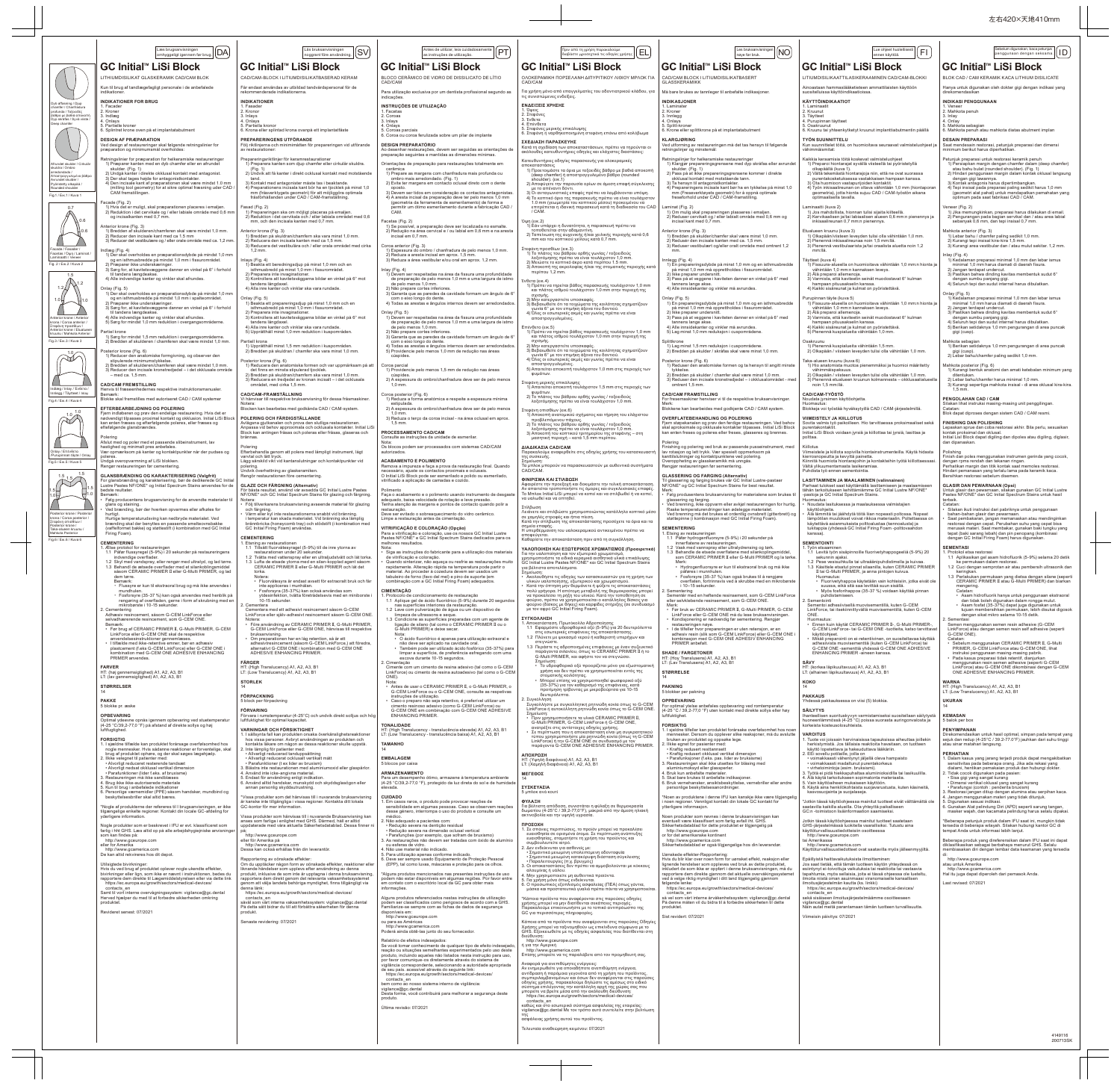Læs brugsanvisningen omhyggeligt igennem før brug | DA

# GC Initial™ LiSi Block

LITHIUMDISILIKAT GLASKERAMIK CAD/CAM BLOK

Kun til brug af tandlægefagligt personale i de anbefalede indikationer.

## INDIKATIONER FOR BRUG
1. Facader
2. Kroner
3. Indlæg
4. Onlays
5. Partielle kroner
6. Suprastruktur krone oven på et implantatabutment

## DESIGN AF PRÆPARATION

Fig.1 / Ex.1 / Kuva 1

Fig.2 / Ex.2 / Kuva 2

Fig.3 / Ex.3 / Kuva 3

Fig.4 / Ex.4 / Kuva 4

Fig.5 / Ex.5 / Kuva 5

Fig.6 / Ex.6 / Kuva 6

Facade (Fig. 2)

Anterior krone (Fig. 3)

Indlæg (Fig. 4)

Onlay (Fig. 5)

Partiel krone

Posterior krone (Fig. 6)

## CAD/CAM FRESNING

## EFTERBEARBEJDNING OG POLERING

## GLANSBRÆNDING OG KARAKTERISERING (Valgfrit)

## CEMENTERING

## FARVER
HT: (høj gennemsigtighed) A1, A2, A3, B1
LT: (lav gennemsigtighed) A1, A2, A3, B1

## STØRRELSER
14

## PAKKE
5 blokke pr. æske

## OPBEVARING

## FORSIGTIG

Revideret senest: 07/2021

---

Läs bruksanvisningen noggrant före användning | SV

# GC Initial™ LiSi Block

CAD/CAM-BLOCK I LITIUMDISILIKATBASERAD KERAM

## INDIKATIONER
1. Fasader
2. Kronor
3. Inlays
4. Onlays
5. Partiella kronor
6. Krona eller splintad krona ovanpå ett implantatfäste

## PREPARERINGENS UTFORMANDE

## CAD/CAM-FRAMSTÄLLNING

## POLERING OCH FÄRDIGSTÄLLANDE

## GLAZE OCH FÄRGNING (Alternativ)

## CEMENTERING

## FÄRGER
HT: (High Translucency) A1, A2, A3, B1
LT: (Low Translucency) A1, A2, A3, B1

## STORLEK
14

## FÖRPACKNING
5 block per förpackning

## FÖRVARING

## VARNINGAR OCH FÖRSIKTIGHET

Senaste revidering: 07/2021

---

Antes de utilizar, leia cuidadosamente as instruções de utilização. | PT

# GC Initial™ LiSi Block

BLOCO CERÂMICO DE VIDRO DE DISILICATO DE LÍTIO CAD/CAM

## INSTRUÇÕES DE UTILIZAÇÃO
1. Facetas
2. Coroas
3. Inlays
4. Onlays
5. Coroas parciais
6. Coroa ou coroa ferulizada sobre um pilar de implante

## DESIGN PREPARATÓRIO

## PROCESSAMENTO CAD/CAM

## ACABAMENTO E POLIMENTO

## VITRIFICAÇÃO E COLORAÇÃO (Opção)

## CIMENTAÇÃO

## TONALIDADE
HT: (High Translucency - translucência elevada) A1, A2, A3, B1
LT: (Low Translucency - translucência baixa) A1, A2, A3, B1

## TAMANHO
14

## EMBALAGEM
5 blocos por caixa

## ARMAZENAMENTO

## CUIDADO

Última revisão: 07/2021

---

Πριν από τη χρήση παρακαλούμε διαβάστε προσεκτικά τις οδηγίες χρήσης | EL

# GC Initial™ LiSi Block

ΟΛΟΚΕΡΑΜΙΚΗ ΠΟΡΣΕΛΑΝΗ ΔΙΠΥΡΙΤΙΚΟΥ ΛΙΘΙΟΥ ΜΠΛΟΚ ΓΙΑ CAD/CAM

## ΕΝΔΕΙΞΕΙΣ ΧΡΗΣΗΣ
1. Όψεις
2. Στεφάνες
3. Ένθετα
4. Επένθετα
5. Στεφάνες μερικής επικάλυψης
6. Στεφάνη ή νάρθηκοποιημένη στεφάνη επάνω από κολόβωμα

## ΣΧΕΔΙΑΣΗ ΠΑΡΑΣΚΕΥΗΣ

## ΔΙΑΔΙΚΑΣΙΑ CAD/CAM

## ΦΙΝΙΡΙΣΜΑ ΚΑΙ ΣΤΙΛΒΩΣΗ

## ΥΑΛΟΠΟΙΗΣΗ ΚΑΙ ΕΞΩΤΕΡΙΚΟΣ ΧΡΩΜΑΤΙΣΜΟΣ (Προαιρετικό)

## ΣΥΓΚΟΛΛΗΣΗ

## ΑΠΟΧΡΩΣΗ
HT: (Υψηλή διαφάνεια) A1, A2, A3, B1
LT: (Χαμηλή διαφάνεια) A1, A2, A3, B1

## ΜΕΓΕΘΟΣ
14

## ΣΥΣΚΕΥΑΣΙΑ
5 μπλοκ ανά κουτί

## ΦΥΛΑΞΗ

## ΠΡΟΣΟΧΗ

Τελευταία αναθεώρηση εγγράφου: 07/2021

---

Les bruksanvisningen nøye før bruk. | NO

# GC Initial™ LiSi Block

CAD/CAM BLOCK I LITIUMDISILIKATBASERT GLASSKERAMIKK

## INDIKASJONER
1. Laminatet
2. Kroner
3. Innlegg
4. Onlays
5. Splitt-kroner
6. Krone eller splittkrone på et implantatabutment

## KLARGJØRING

## CAD/CAM FRAMSTILLING

## OVERFLATEBEHANDLING OG POLERING

## GLASSERING OG FARGING (Alternativ)

## SEMENTERING

## SHADE / FARGETONER
HT: (High Translucency) A1, A2, A3, B1
LT: (Low Translucency) A1, A2, A3, B1

## STØRRELSE
14

## PAKNING
5 blokker per pakning

## OPPBEVARING

## FORSIKTIG

Sist revidert: 07/2021

---

Lue ohjeet huolellisesti ennen käyttöä. | FI

# GC Initial™ LiSi Block

LITIUMDISILIKAATTILASIKERAAMINEN CAD/CAM-BLOKKI

## KÄYTTÖINDIKAATIOT
1. Laminaatit
2. Kruunut
3. Täytteet
4. Purupinnan täytteet
5. Osakruunut
6. Kruunu tai yhteenkytketty kruunut implanttiabutmentin päällä

## TYÖN SUUNNITTELU

## CAD/CAM-TYÖSTÖ

## KIILLOTUS

## LASITTAMINEN JA MAALAAMINEN (valinnainen)

## SEMENTOINTI

## SÄVY
HT: (korkea läpikuultavuus) A1, A2, A3, B1
LT: (alhainen läpikuultavuus) A1, A2, A3, B1

## KOKO
14

## PAKKAUS
Yhdessä pakkauksessa on viisi (5) blokkia.

## SÄILYTYS

## VAROITUS

Viimeisin päivitys: 07/2021

---

Sebelum digunakan, bacalah petunjuk penggunaan dengan seksama | ID

# GC Initial™ LiSi Block

BLOK CAD / CAM KERAMIK KACA LITHIUM DISILICATE

## INDIKASI PENGGUNAAN
1. Veneer
2. Mahkota penuh
3. Inlay
4. Onlay
5. Mahkota sebagian
6. Mahkota penuh atau mahkota diatas abutment implan

## DESAIN PERSIAPAN

## PENGOLAHAN CAD / CAM

## FINISHING DAN POLISHING

## GLASIR DAN PEWARNAAN (Opsi)

## SEMENTASI

## WARNA
HT: (High Translucency) A1, A2, A3, B1
LT: (Low Translucency) A1, A2, A3, B1

## UKURAN
14

## KEMASAN
5 balok per box

## PENYIMPANAN

## PERHATIAN

Last revised: 07/2021

4149116
200713SK